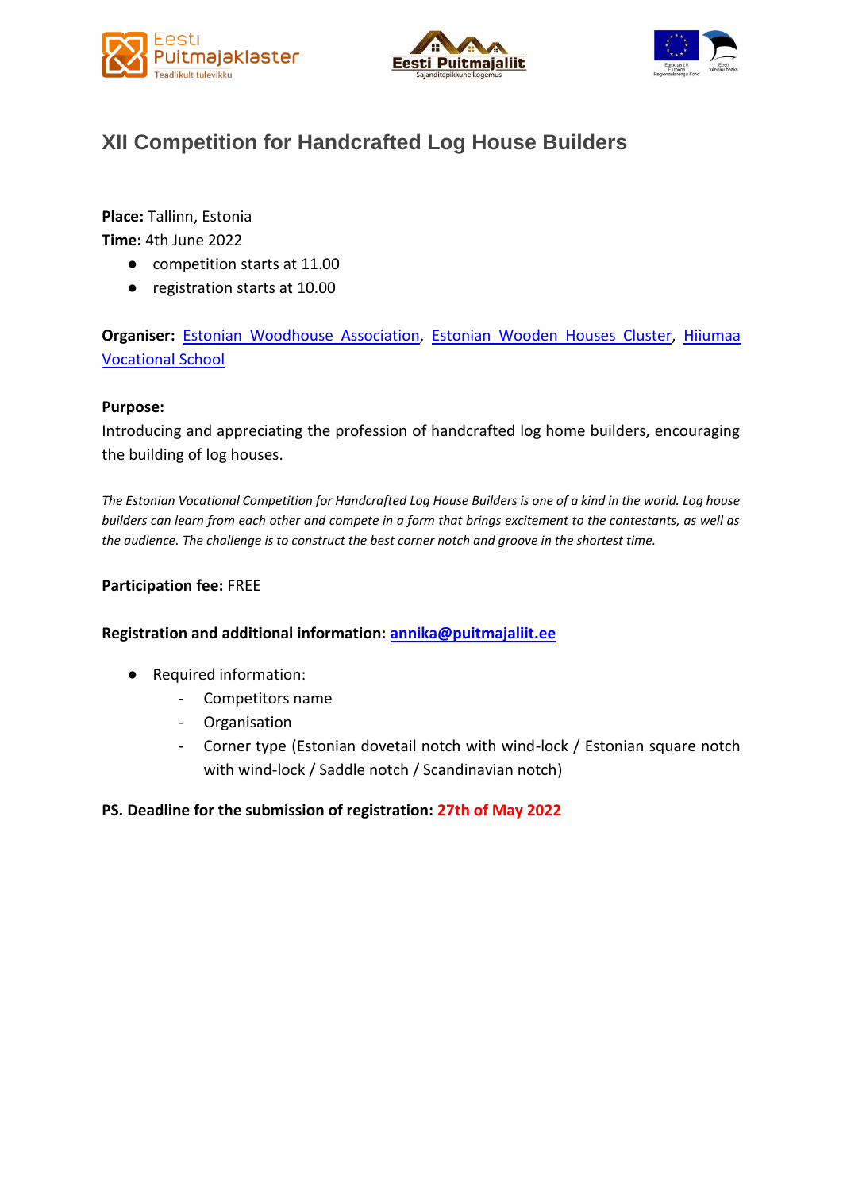# XII Competition for Handcrafted Log House Builders

**Place:** Tallinn, Estonia
**Time:** 4th June 2022

- competition starts at 11.00
- registration starts at 10.00

**Organiser:** Estonian Woodhouse Association, Estonian Wooden Houses Cluster, Hiiumaa Vocational School

**Purpose:**
Introducing and appreciating the profession of handcrafted log home builders, encouraging the building of log houses.

*The Estonian Vocational Competition for Handcrafted Log House Builders is one of a kind in the world. Log house builders can learn from each other and compete in a form that brings excitement to the contestants, as well as the audience. The challenge is to construct the best corner notch and groove in the shortest time.*

**Participation fee:** FREE

**Registration and additional information: annika@puitmajaliit.ee**

- Required information:
  - Competitors name
  - Organisation
  - Corner type (Estonian dovetail notch with wind-lock / Estonian square notch with wind-lock / Saddle notch / Scandinavian notch)

**PS. Deadline for the submission of registration: 27th of May 2022**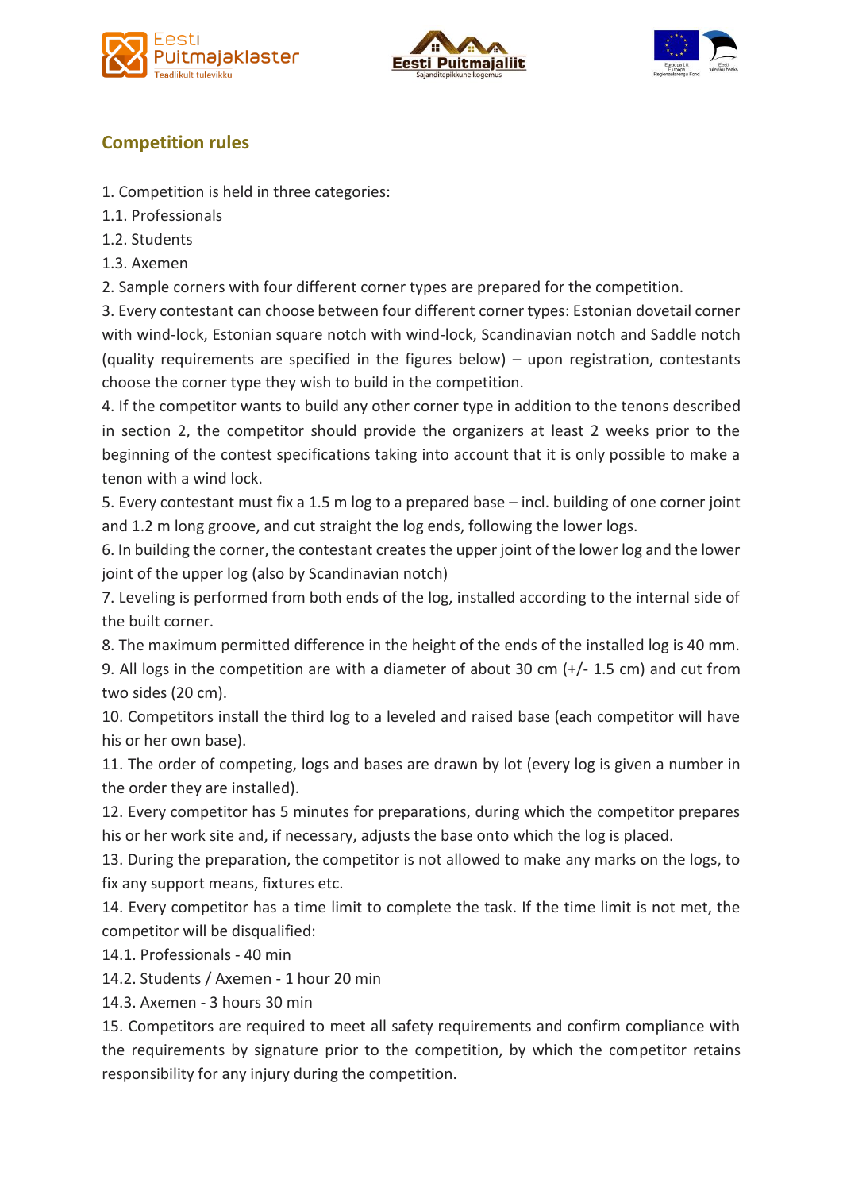## Competition rules

1. Competition is held in three categories:
1.1. Professionals
1.2. Students
1.3. Axemen
2. Sample corners with four different corner types are prepared for the competition.
3. Every contestant can choose between four different corner types: Estonian dovetail corner with wind-lock, Estonian square notch with wind-lock, Scandinavian notch and Saddle notch (quality requirements are specified in the figures below) – upon registration, contestants choose the corner type they wish to build in the competition.
4. If the competitor wants to build any other corner type in addition to the tenons described in section 2, the competitor should provide the organizers at least 2 weeks prior to the beginning of the contest specifications taking into account that it is only possible to make a tenon with a wind lock.
5. Every contestant must fix a 1.5 m log to a prepared base – incl. building of one corner joint and 1.2 m long groove, and cut straight the log ends, following the lower logs.
6. In building the corner, the contestant creates the upper joint of the lower log and the lower joint of the upper log (also by Scandinavian notch)
7. Leveling is performed from both ends of the log, installed according to the internal side of the built corner.
8. The maximum permitted difference in the height of the ends of the installed log is 40 mm.
9. All logs in the competition are with a diameter of about 30 cm (+/- 1.5 cm) and cut from two sides (20 cm).
10. Competitors install the third log to a leveled and raised base (each competitor will have his or her own base).
11. The order of competing, logs and bases are drawn by lot (every log is given a number in the order they are installed).
12. Every competitor has 5 minutes for preparations, during which the competitor prepares his or her work site and, if necessary, adjusts the base onto which the log is placed.
13. During the preparation, the competitor is not allowed to make any marks on the logs, to fix any support means, fixtures etc.
14. Every competitor has a time limit to complete the task. If the time limit is not met, the competitor will be disqualified:
14.1. Professionals - 40 min
14.2. Students / Axemen - 1 hour 20 min
14.3. Axemen - 3 hours 30 min
15. Competitors are required to meet all safety requirements and confirm compliance with the requirements by signature prior to the competition, by which the competitor retains responsibility for any injury during the competition.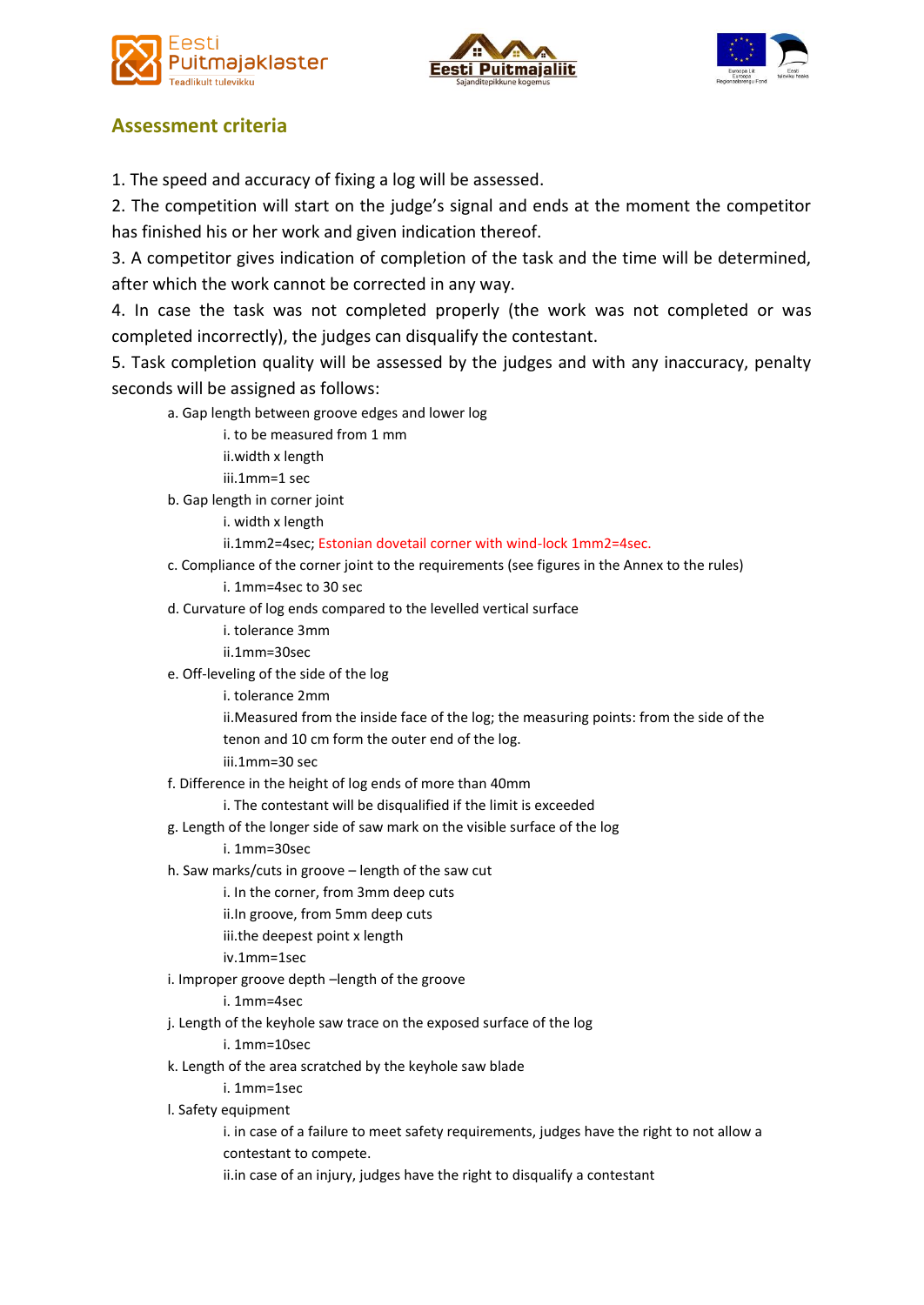## Assessment criteria

1. The speed and accuracy of fixing a log will be assessed.
2. The competition will start on the judge's signal and ends at the moment the competitor has finished his or her work and given indication thereof.
3. A competitor gives indication of completion of the task and the time will be determined, after which the work cannot be corrected in any way.
4. In case the task was not completed properly (the work was not completed or was completed incorrectly), the judges can disqualify the contestant.
5. Task completion quality will be assessed by the judges and with any inaccuracy, penalty seconds will be assigned as follows:
    a. Gap length between groove edges and lower log
        i. to be measured from 1 mm
        ii. width x length
        iii. 1mm=1 sec
    b. Gap length in corner joint
        i. width x length
        ii. 1mm2=4sec; Estonian dovetail corner with wind-lock 1mm2=4sec.
    c. Compliance of the corner joint to the requirements (see figures in the Annex to the rules)
        i. 1mm=4sec to 30 sec
    d. Curvature of log ends compared to the levelled vertical surface
        i. tolerance 3mm
        ii. 1mm=30sec
    e. Off-leveling of the side of the log
        i. tolerance 2mm
        ii. Measured from the inside face of the log; the measuring points: from the side of the tenon and 10 cm form the outer end of the log.
        iii. 1mm=30 sec
    f. Difference in the height of log ends of more than 40mm
        i. The contestant will be disqualified if the limit is exceeded
    g. Length of the longer side of saw mark on the visible surface of the log
        i. 1mm=30sec
    h. Saw marks/cuts in groove – length of the saw cut
        i. In the corner, from 3mm deep cuts
        ii. In groove, from 5mm deep cuts
        iii. the deepest point x length
        iv. 1mm=1sec
    i. Improper groove depth –length of the groove
        i. 1mm=4sec
    j. Length of the keyhole saw trace on the exposed surface of the log
        i. 1mm=10sec
    k. Length of the area scratched by the keyhole saw blade
        i. 1mm=1sec
    l. Safety equipment
        i. in case of a failure to meet safety requirements, judges have the right to not allow a contestant to compete.
        ii. in case of an injury, judges have the right to disqualify a contestant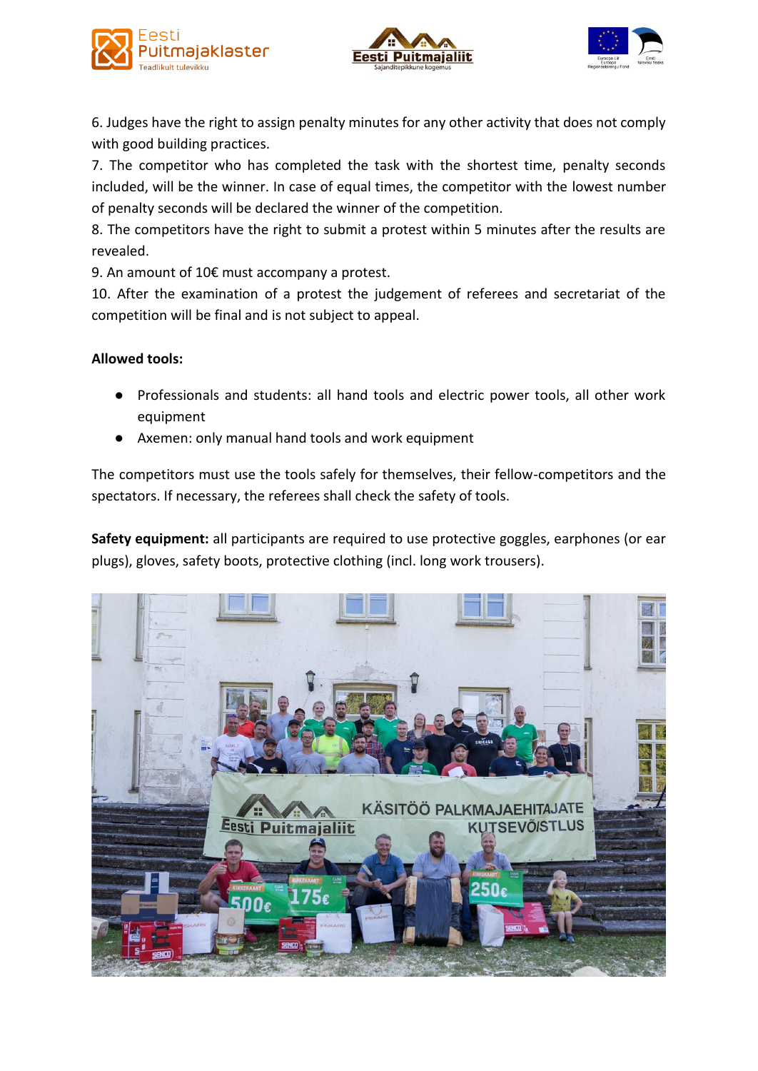6. Judges have the right to assign penalty minutes for any other activity that does not comply with good building practices.
7. The competitor who has completed the task with the shortest time, penalty seconds included, will be the winner. In case of equal times, the competitor with the lowest number of penalty seconds will be declared the winner of the competition.
8. The competitors have the right to submit a protest within 5 minutes after the results are revealed.
9. An amount of 10€ must accompany a protest.
10. After the examination of a protest the judgement of referees and secretariat of the competition will be final and is not subject to appeal.

**Allowed tools:**

- Professionals and students: all hand tools and electric power tools, all other work equipment
- Axemen: only manual hand tools and work equipment

The competitors must use the tools safely for themselves, their fellow-competitors and the spectators. If necessary, the referees shall check the safety of tools.

**Safety equipment:** all participants are required to use protective goggles, earphones (or ear plugs), gloves, safety boots, protective clothing (incl. long work trousers).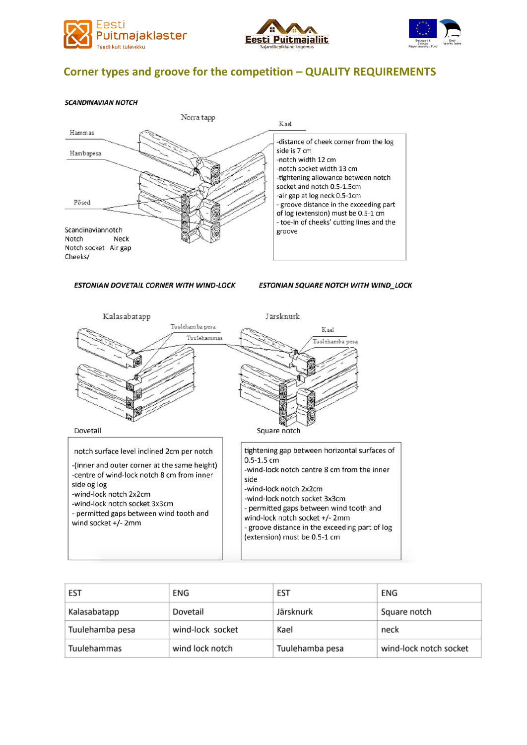## Corner types and groove for the competition – QUALITY REQUIREMENTS

***SCANDINAVIAN NOTCH***

Norra tapp

Hammas

Hambapesa

Põsed

Kael

Scandinaviannotch
Notch Neck
Notch socket Air gap
Cheeks/

-distance of cheek corner from the log side is 7 cm
-notch width 12 cm
-notch socket width 13 cm
-tightening allowance between notch socket and notch 0.5-1.5cm
-air gap at log neck 0.5-1cm
- groove distance in the exceeding part of log (extension) must be 0.5-1 cm
- toe-in of cheeks' cutting lines and the groove

***ESTONIAN DOVETAIL CORNER WITH WIND-LOCK***

Kalasabatapp

Tuulehamba pesa

Tuulehammas

Dovetail

notch surface level inclined 2cm per notch

-(inner and outer corner at the same height)
-centre of wind-lock notch 8 cm from inner side og log
-wind-lock notch 2x2cm
-wind-lock notch socket 3x3cm
- permitted gaps between wind tooth and wind socket +/- 2mm

***ESTONIAN SQUARE NOTCH WITH WIND_LOCK***

Järsknurk

Kael

Tuulehamba pesa

Square notch

tightening gap between horizontal surfaces of 0.5-1.5 cm
-wind-lock notch centre 8 cm from the inner side
-wind-lock notch 2x2cm
-wind-lock notch socket 3x3cm
- permitted gaps between wind tooth and wind-lock notch socket +/- 2mm
- groove distance in the exceeding part of log (extension) must be 0.5-1 cm

| EST | ENG | EST | ENG |
|---|---|---|---|
| Kalasabatapp | Dovetail | Järsknurk | Square notch |
| Tuulehamba pesa | wind-lock socket | Kael | neck |
| Tuulehammas | wind lock notch | Tuulehamba pesa | wind-lock notch socket |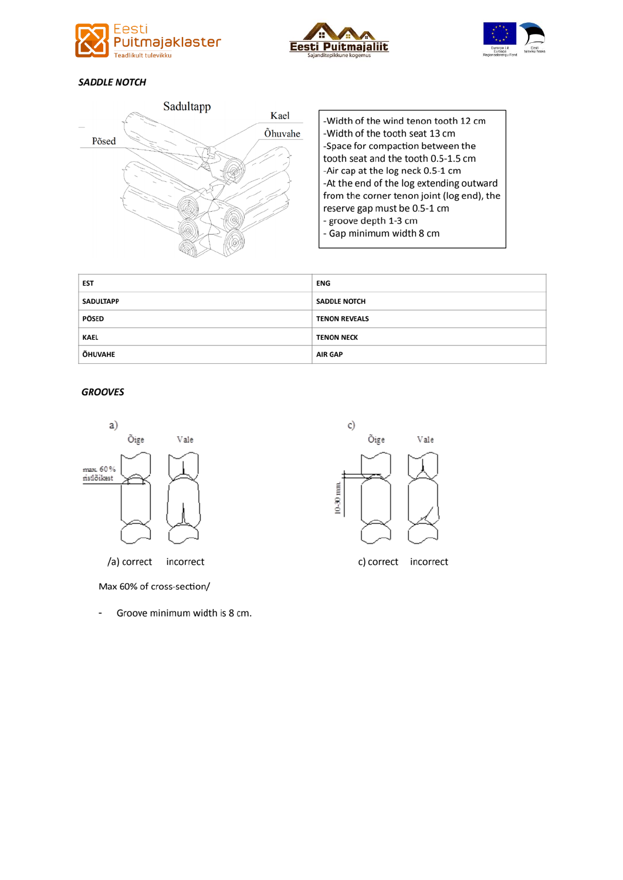*SADDLE NOTCH*

Sadultapp

Kael

Põsed

Õhuvahe

-Width of the wind tenon tooth 12 cm
-Width of the tooth seat 13 cm
-Space for compaction between the tooth seat and the tooth 0.5-1.5 cm
-Air cap at the log neck 0.5-1 cm
-At the end of the log extending outward from the corner tenon joint (log end), the reserve gap must be 0.5-1 cm
- groove depth 1-3 cm
- Gap minimum width 8 cm

| EST | ENG |
|---|---|
| SADULTAPP | SADDLE NOTCH |
| PÕSED | TENON REVEALS |
| KAEL | TENON NECK |
| ÕHUVAHE | AIR GAP |

*GROOVES*

a)

Õige Vale

max. 60 % ristlõikest

/a) correct incorrect

c)

Õige Vale

10-30 mm.

c) correct incorrect

Max 60% of cross-section/

- Groove minimum width is 8 cm.